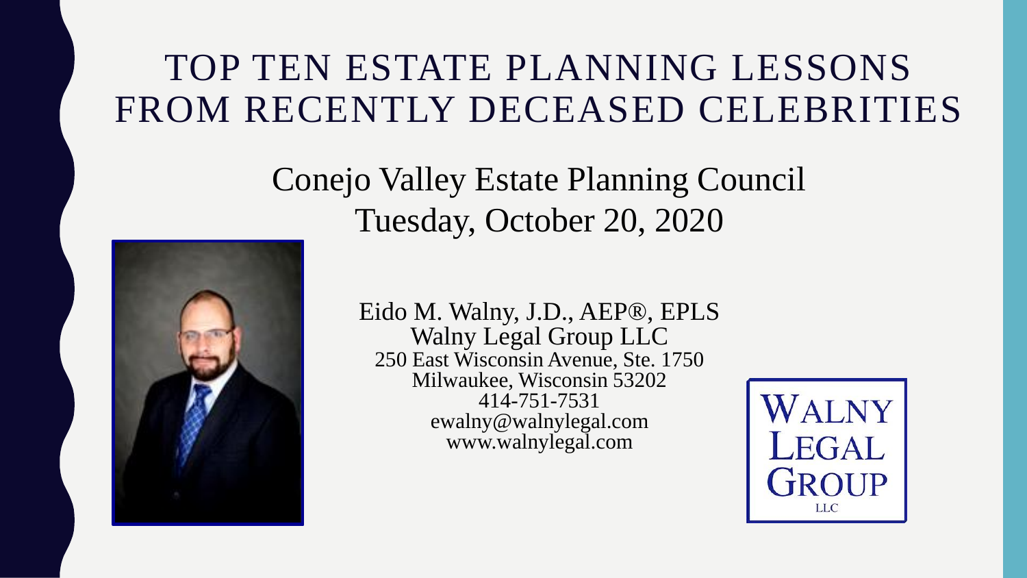# TOP TEN ESTATE PLANNING LESSONS FROM RECENTLY DECEASED CELEBRITIES

## Conejo Valley Estate Planning Council
## Tuesday, October 20, 2020

Eido M. Walny, J.D., AEP®, EPLS
Walny Legal Group LLC
250 East Wisconsin Avenue, Ste. 1750
Milwaukee, Wisconsin 53202
414-751-7531
ewalny@walnylegal.com
www.walnylegal.com

WALNY LEGAL GROUP LLC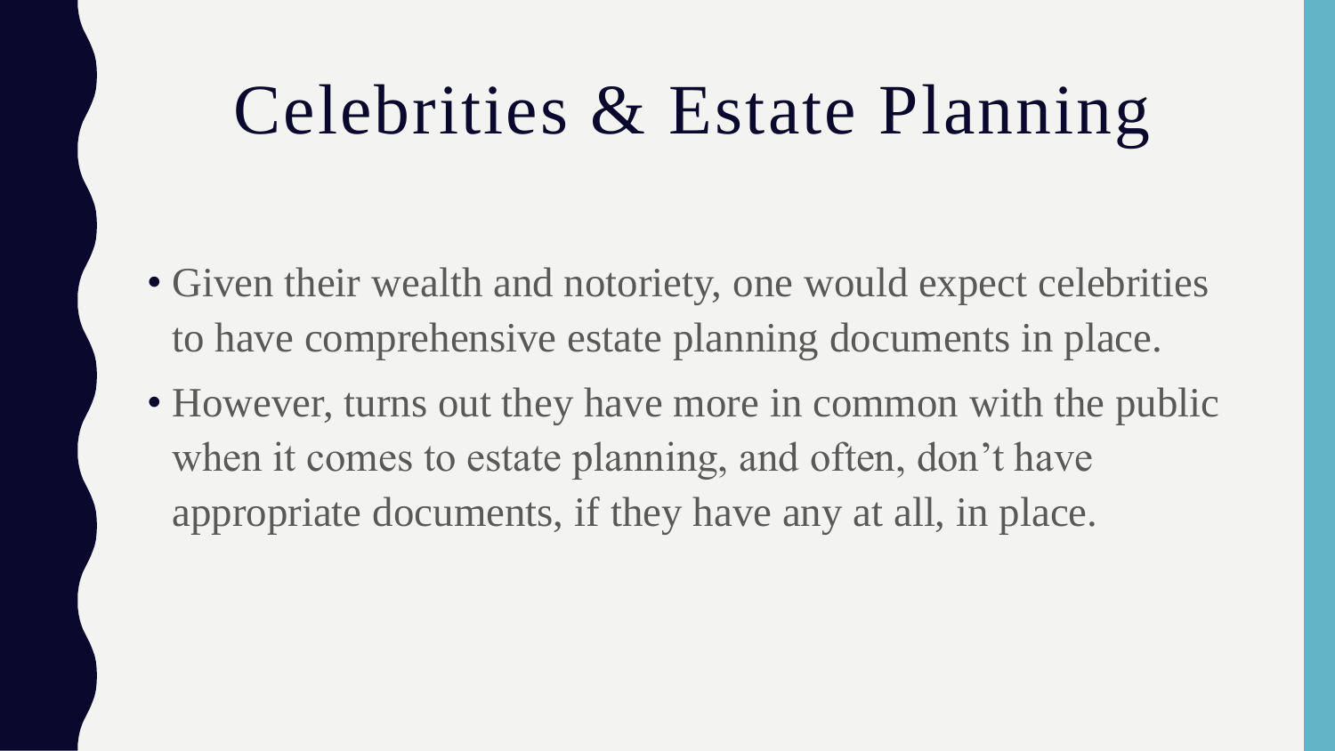# Celebrities & Estate Planning

- Given their wealth and notoriety, one would expect celebrities to have comprehensive estate planning documents in place.
- However, turns out they have more in common with the public when it comes to estate planning, and often, don't have appropriate documents, if they have any at all, in place.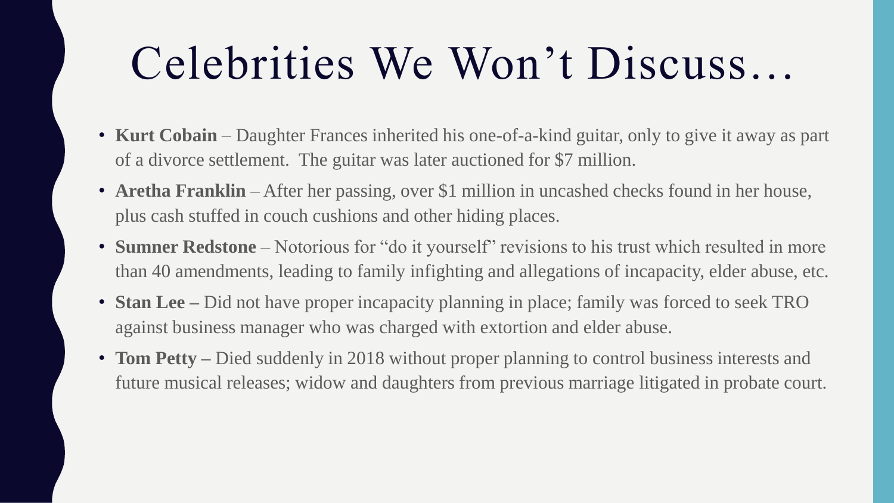# Celebrities We Won't Discuss…

- **Kurt Cobain** – Daughter Frances inherited his one-of-a-kind guitar, only to give it away as part of a divorce settlement. The guitar was later auctioned for $7 million.
- **Aretha Franklin** – After her passing, over $1 million in uncashed checks found in her house, plus cash stuffed in couch cushions and other hiding places.
- **Sumner Redstone** – Notorious for "do it yourself" revisions to his trust which resulted in more than 40 amendments, leading to family infighting and allegations of incapacity, elder abuse, etc.
- **Stan Lee –** Did not have proper incapacity planning in place; family was forced to seek TRO against business manager who was charged with extortion and elder abuse.
- **Tom Petty –** Died suddenly in 2018 without proper planning to control business interests and future musical releases; widow and daughters from previous marriage litigated in probate court.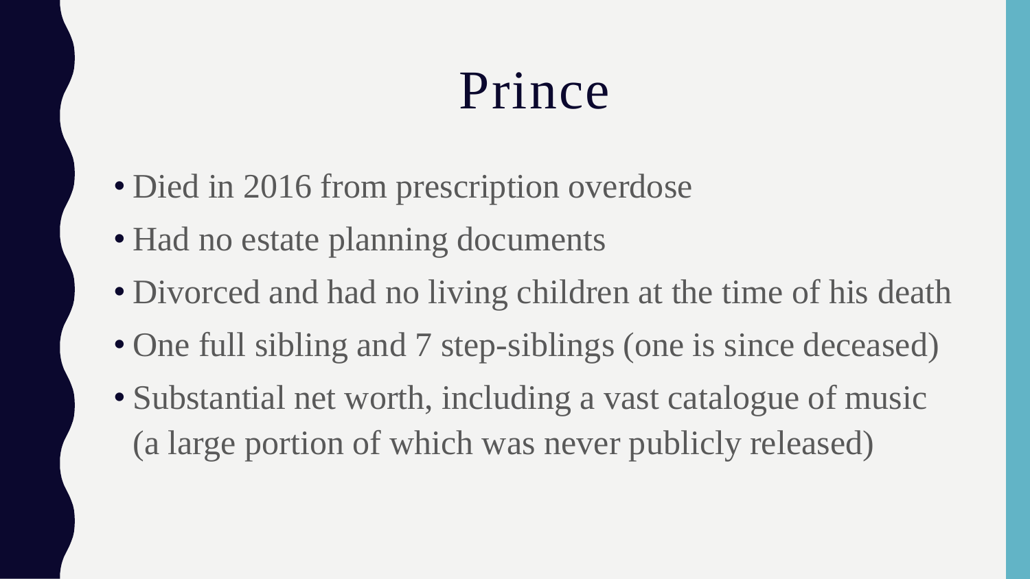# Prince

- Died in 2016 from prescription overdose
- Had no estate planning documents
- Divorced and had no living children at the time of his death
- One full sibling and 7 step-siblings (one is since deceased)
- Substantial net worth, including a vast catalogue of music (a large portion of which was never publicly released)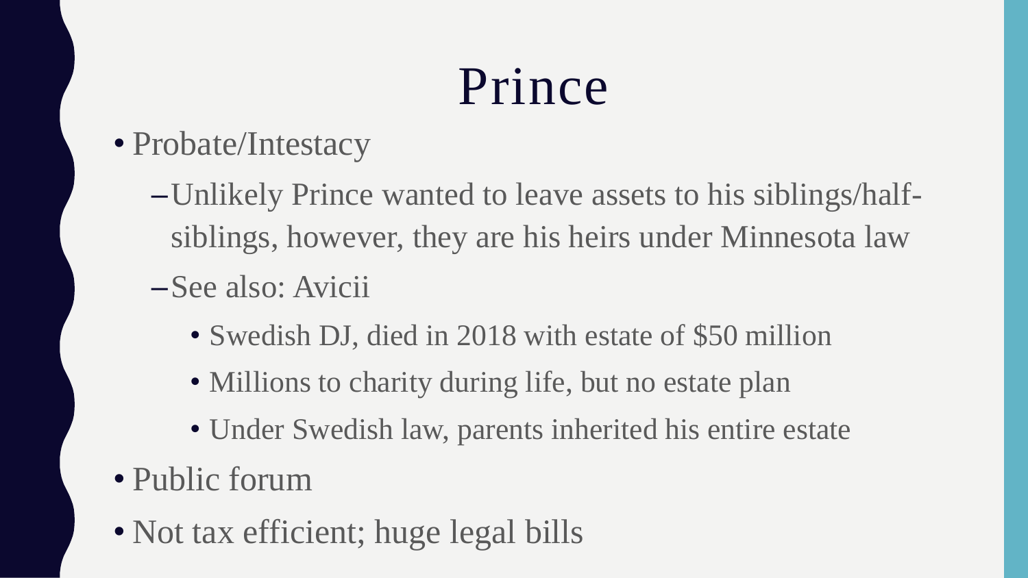# Prince

- Probate/Intestacy
  - Unlikely Prince wanted to leave assets to his siblings/half-siblings, however, they are his heirs under Minnesota law
  - See also: Avicii
    - Swedish DJ, died in 2018 with estate of $50 million
    - Millions to charity during life, but no estate plan
    - Under Swedish law, parents inherited his entire estate
- Public forum
- Not tax efficient; huge legal bills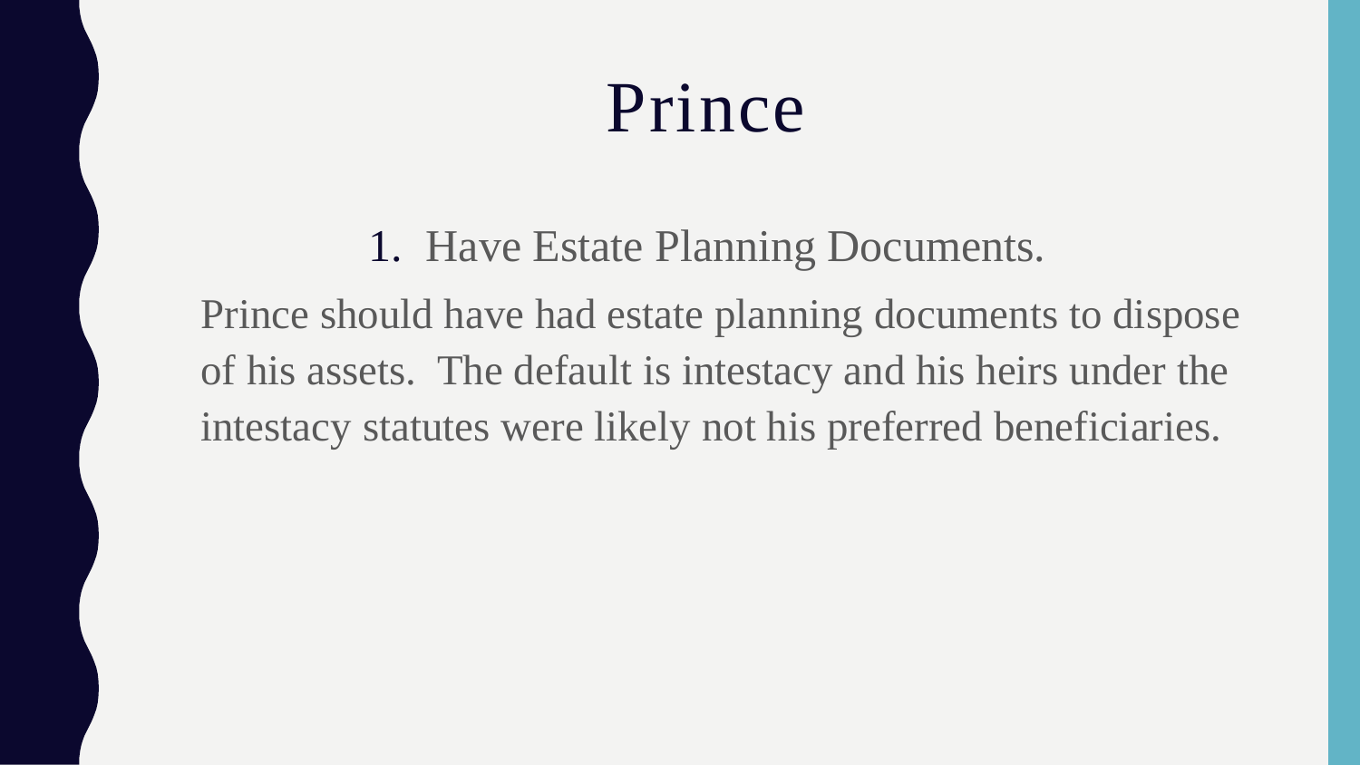# Prince

1. Have Estate Planning Documents.

Prince should have had estate planning documents to dispose of his assets. The default is intestacy and his heirs under the intestacy statutes were likely not his preferred beneficiaries.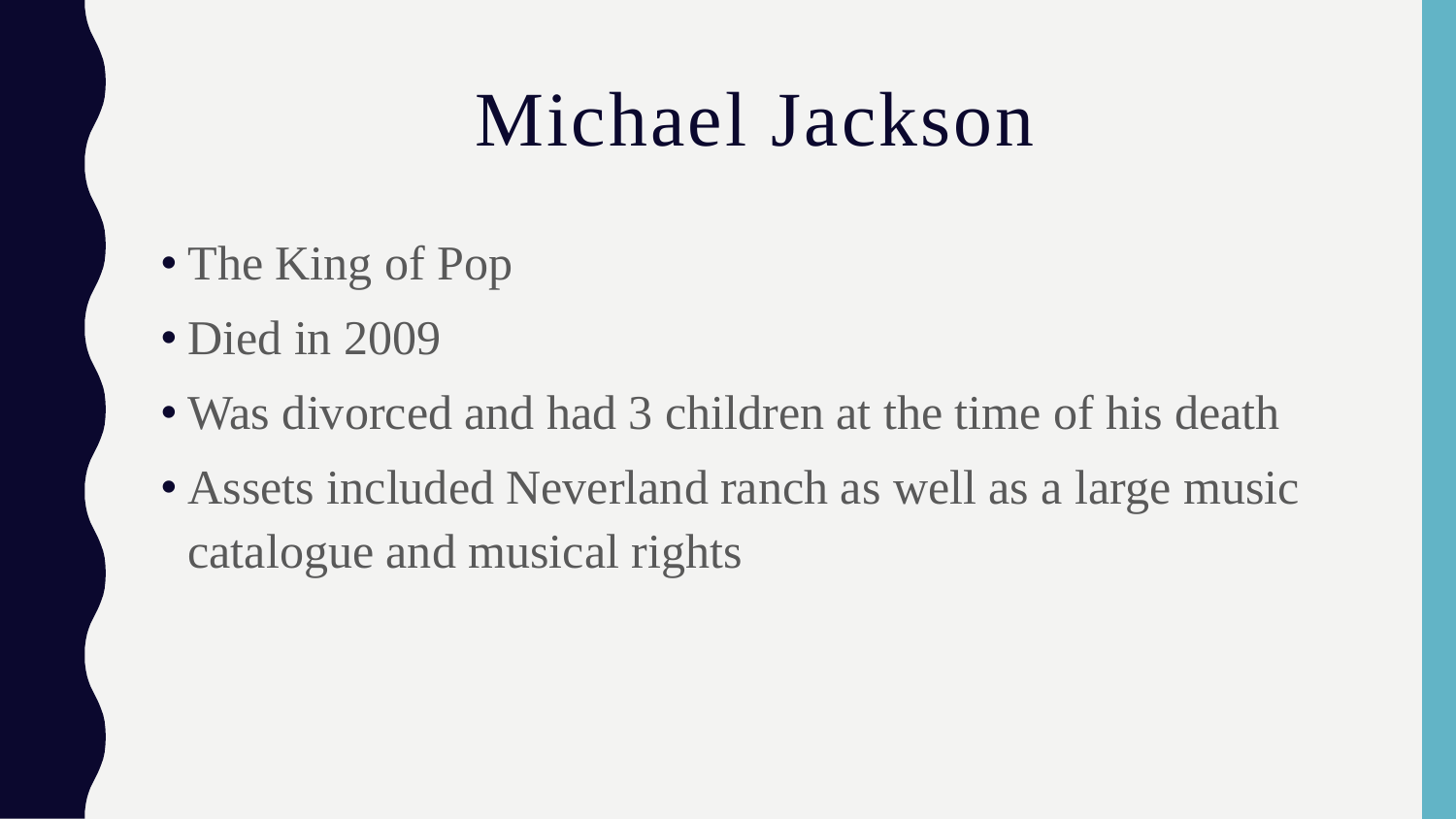# Michael Jackson

- The King of Pop
- Died in 2009
- Was divorced and had 3 children at the time of his death
- Assets included Neverland ranch as well as a large music catalogue and musical rights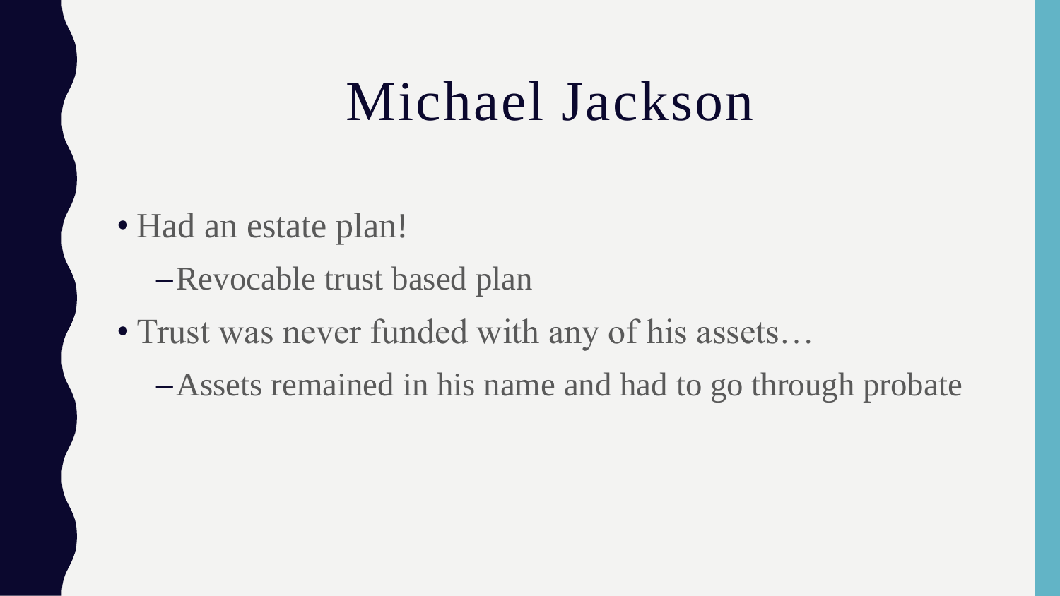# Michael Jackson

- Had an estate plan!
  - Revocable trust based plan
- Trust was never funded with any of his assets…
  - Assets remained in his name and had to go through probate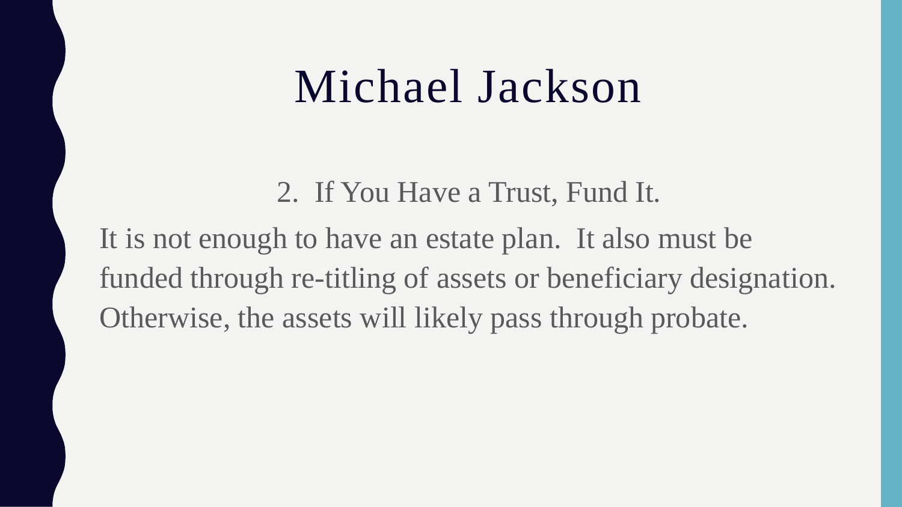# Michael Jackson

2. If You Have a Trust, Fund It.

It is not enough to have an estate plan. It also must be funded through re-titling of assets or beneficiary designation. Otherwise, the assets will likely pass through probate.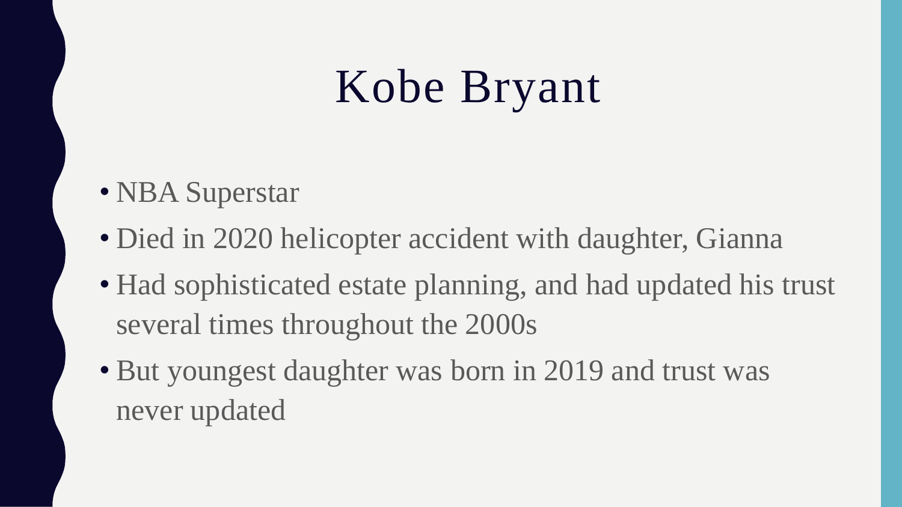# Kobe Bryant

- NBA Superstar
- Died in 2020 helicopter accident with daughter, Gianna
- Had sophisticated estate planning, and had updated his trust several times throughout the 2000s
- But youngest daughter was born in 2019 and trust was never updated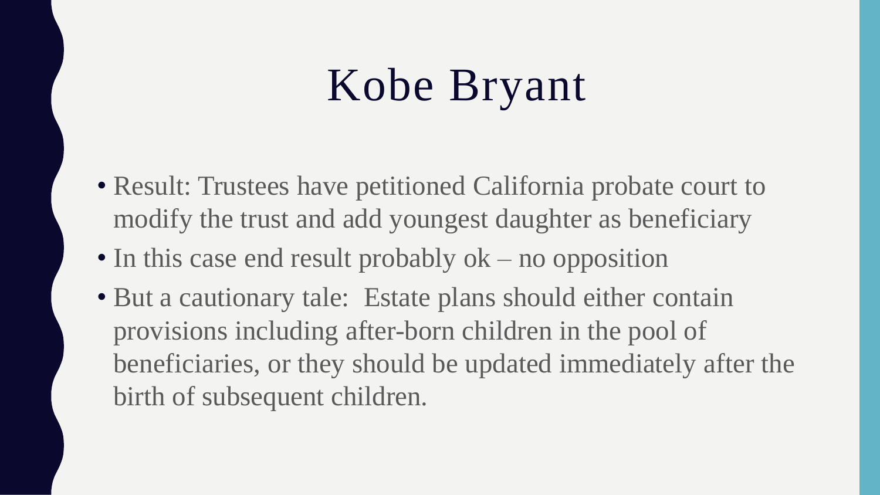# Kobe Bryant

- Result: Trustees have petitioned California probate court to modify the trust and add youngest daughter as beneficiary
- In this case end result probably ok – no opposition
- But a cautionary tale: Estate plans should either contain provisions including after-born children in the pool of beneficiaries, or they should be updated immediately after the birth of subsequent children.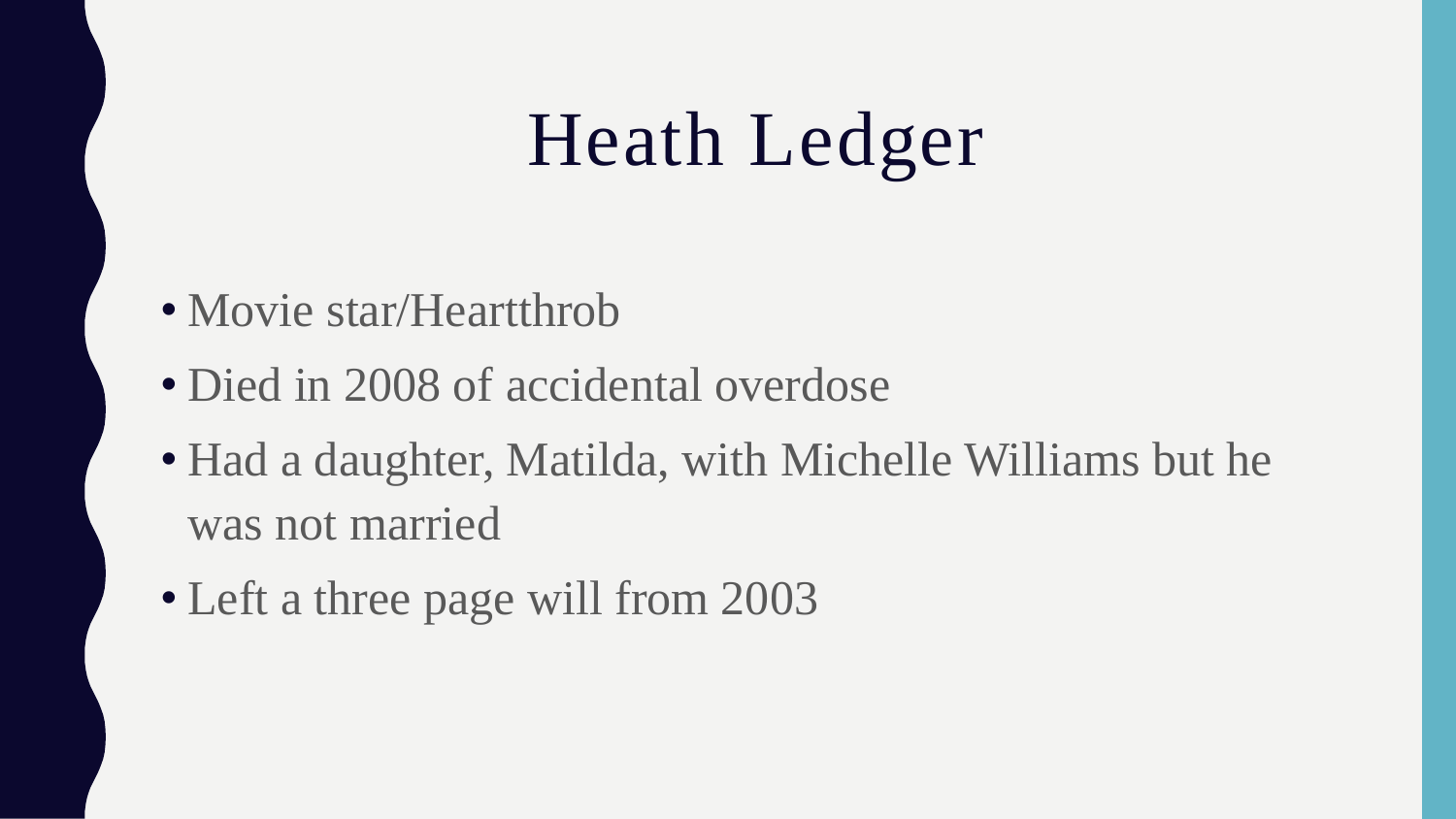# Heath Ledger

- Movie star/Heartthrob
- Died in 2008 of accidental overdose
- Had a daughter, Matilda, with Michelle Williams but he was not married
- Left a three page will from 2003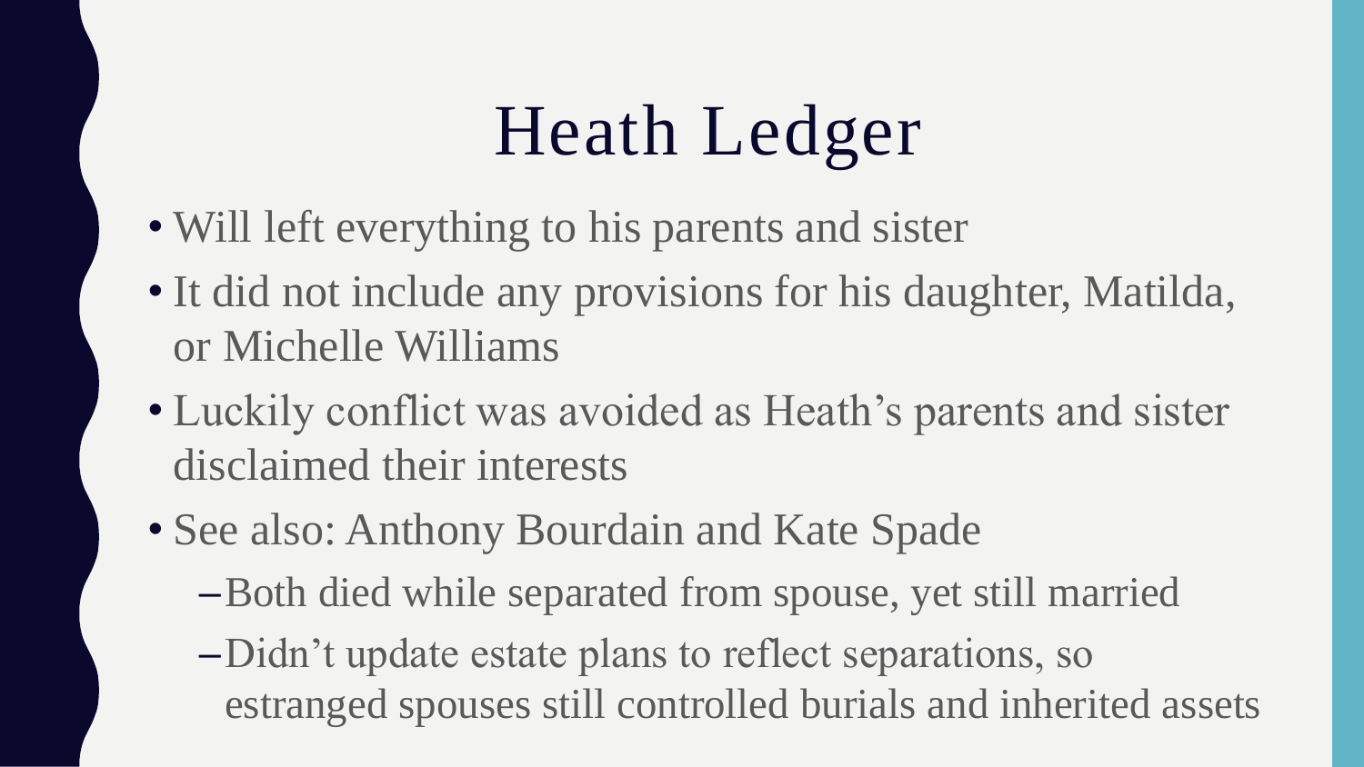# Heath Ledger

- Will left everything to his parents and sister
- It did not include any provisions for his daughter, Matilda, or Michelle Williams
- Luckily conflict was avoided as Heath's parents and sister disclaimed their interests
- See also: Anthony Bourdain and Kate Spade
  - Both died while separated from spouse, yet still married
  - Didn't update estate plans to reflect separations, so estranged spouses still controlled burials and inherited assets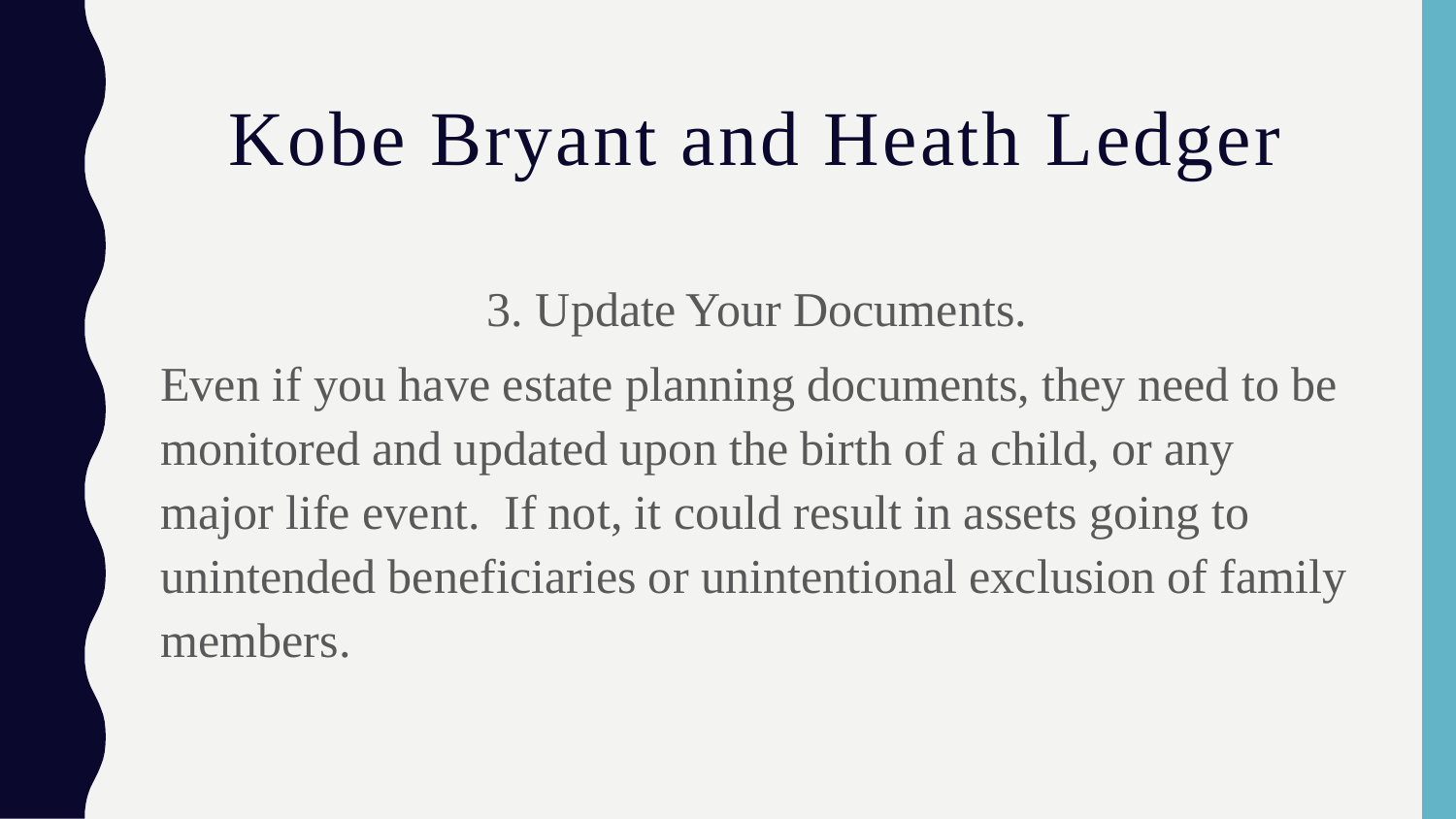# Kobe Bryant and Heath Ledger

3. Update Your Documents.

Even if you have estate planning documents, they need to be monitored and updated upon the birth of a child, or any major life event.  If not, it could result in assets going to unintended beneficiaries or unintentional exclusion of family members.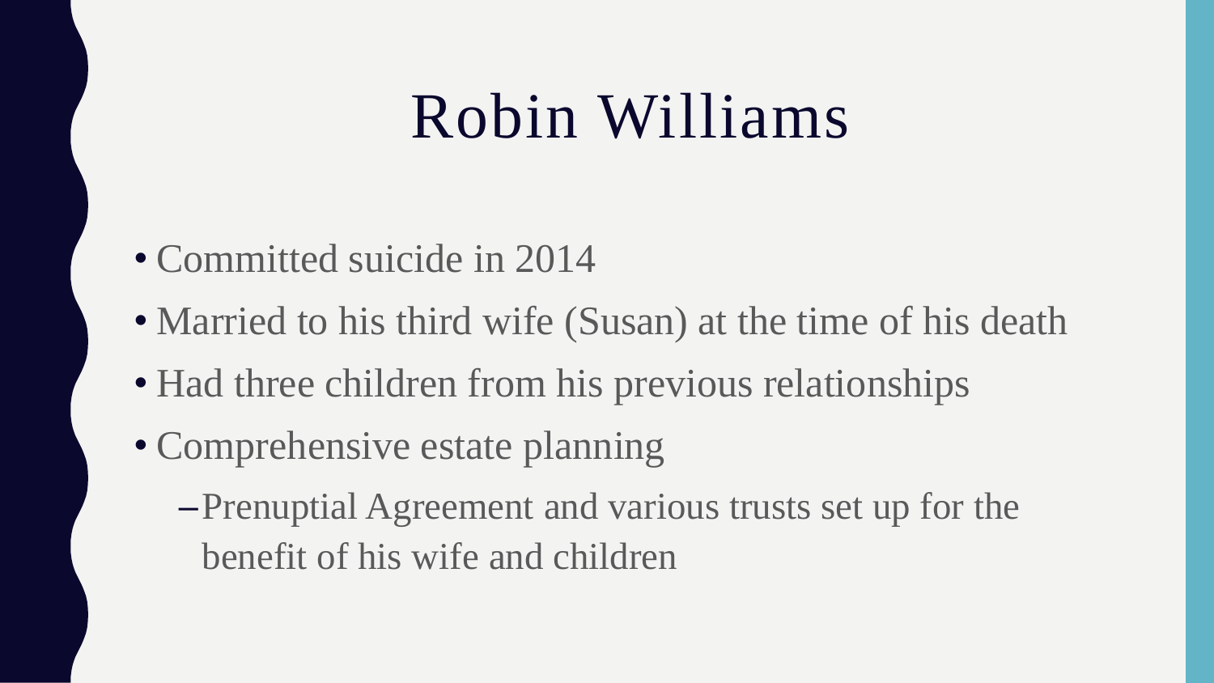# Robin Williams

- Committed suicide in 2014
- Married to his third wife (Susan) at the time of his death
- Had three children from his previous relationships
- Comprehensive estate planning
  - Prenuptial Agreement and various trusts set up for the benefit of his wife and children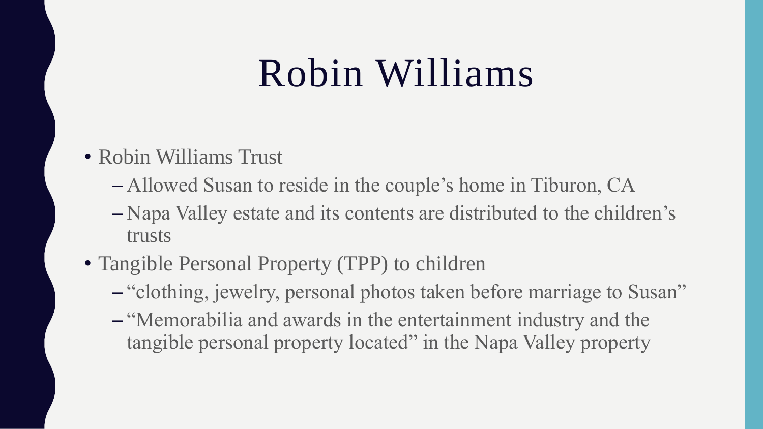# Robin Williams

- Robin Williams Trust
  - Allowed Susan to reside in the couple's home in Tiburon, CA
  - Napa Valley estate and its contents are distributed to the children's trusts
- Tangible Personal Property (TPP) to children
  - "clothing, jewelry, personal photos taken before marriage to Susan"
  - "Memorabilia and awards in the entertainment industry and the tangible personal property located" in the Napa Valley property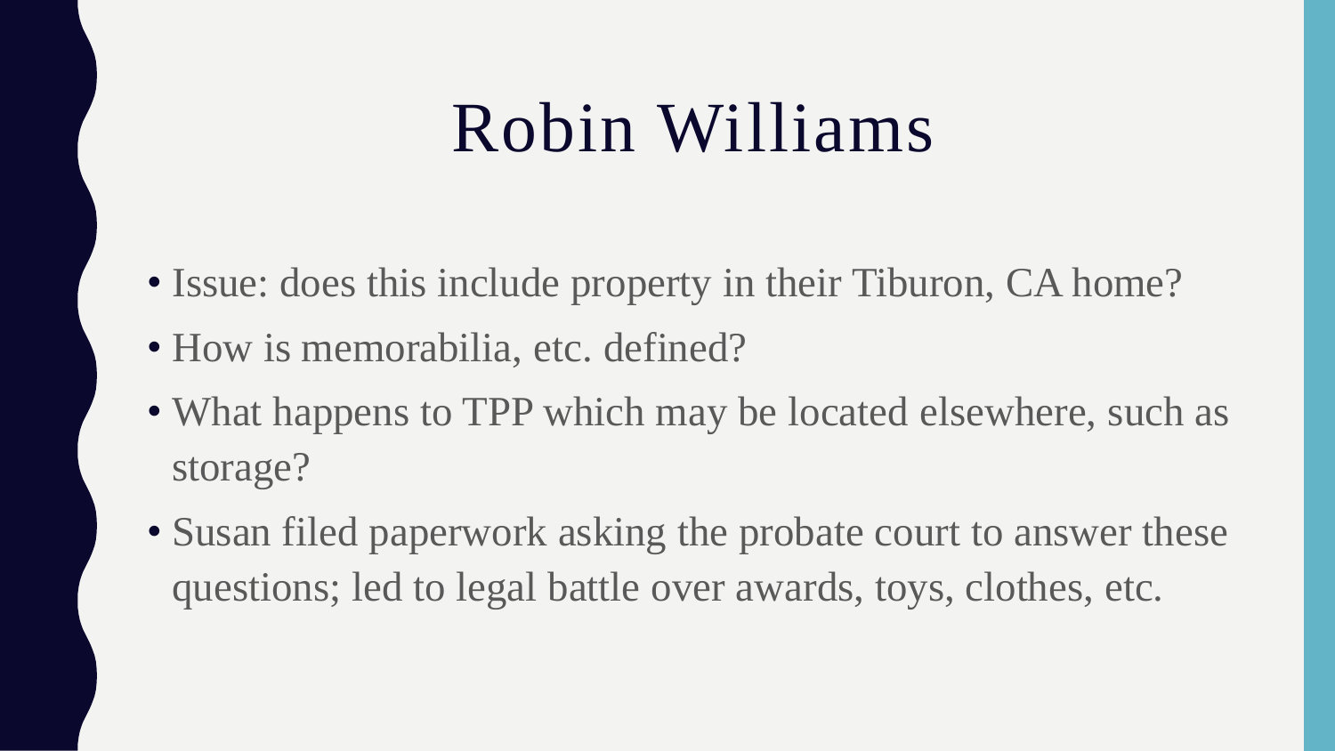# Robin Williams

- Issue: does this include property in their Tiburon, CA home?
- How is memorabilia, etc. defined?
- What happens to TPP which may be located elsewhere, such as storage?
- Susan filed paperwork asking the probate court to answer these questions; led to legal battle over awards, toys, clothes, etc.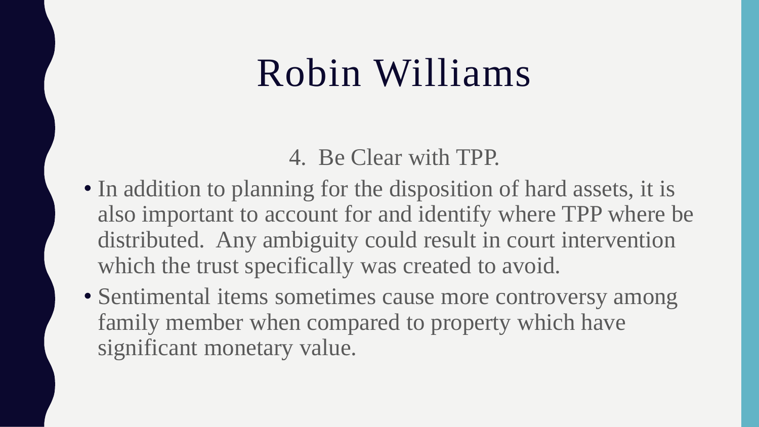# Robin Williams

4. Be Clear with TPP.

- In addition to planning for the disposition of hard assets, it is also important to account for and identify where TPP where be distributed. Any ambiguity could result in court intervention which the trust specifically was created to avoid.
- Sentimental items sometimes cause more controversy among family member when compared to property which have significant monetary value.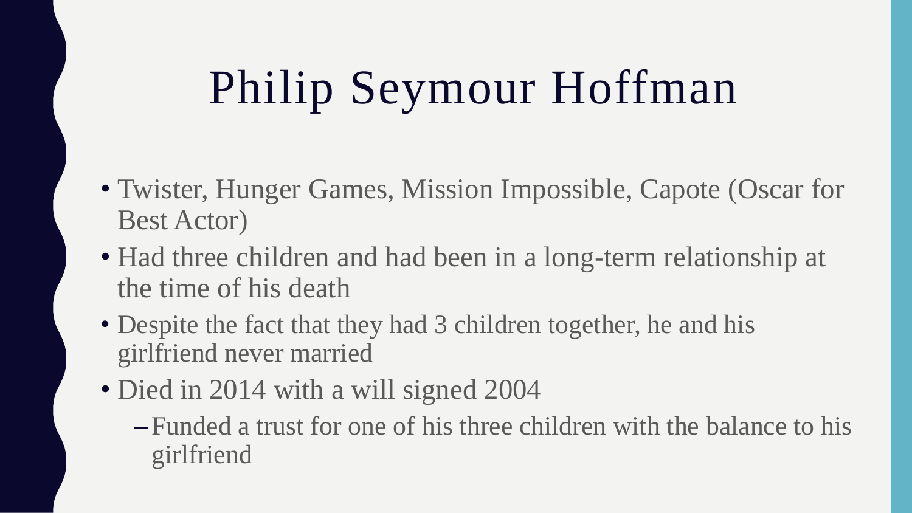# Philip Seymour Hoffman

- Twister, Hunger Games, Mission Impossible, Capote (Oscar for Best Actor)
- Had three children and had been in a long-term relationship at the time of his death
- Despite the fact that they had 3 children together, he and his girlfriend never married
- Died in 2014 with a will signed 2004
  - Funded a trust for one of his three children with the balance to his girlfriend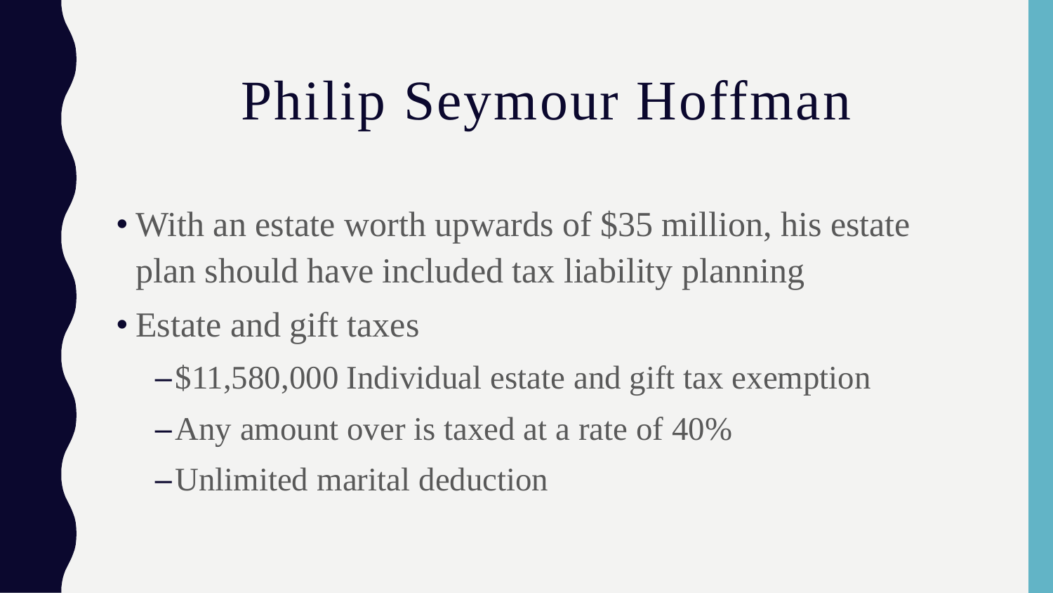# Philip Seymour Hoffman

- With an estate worth upwards of $35 million, his estate plan should have included tax liability planning
- Estate and gift taxes
  - $11,580,000 Individual estate and gift tax exemption
  - Any amount over is taxed at a rate of 40%
  - Unlimited marital deduction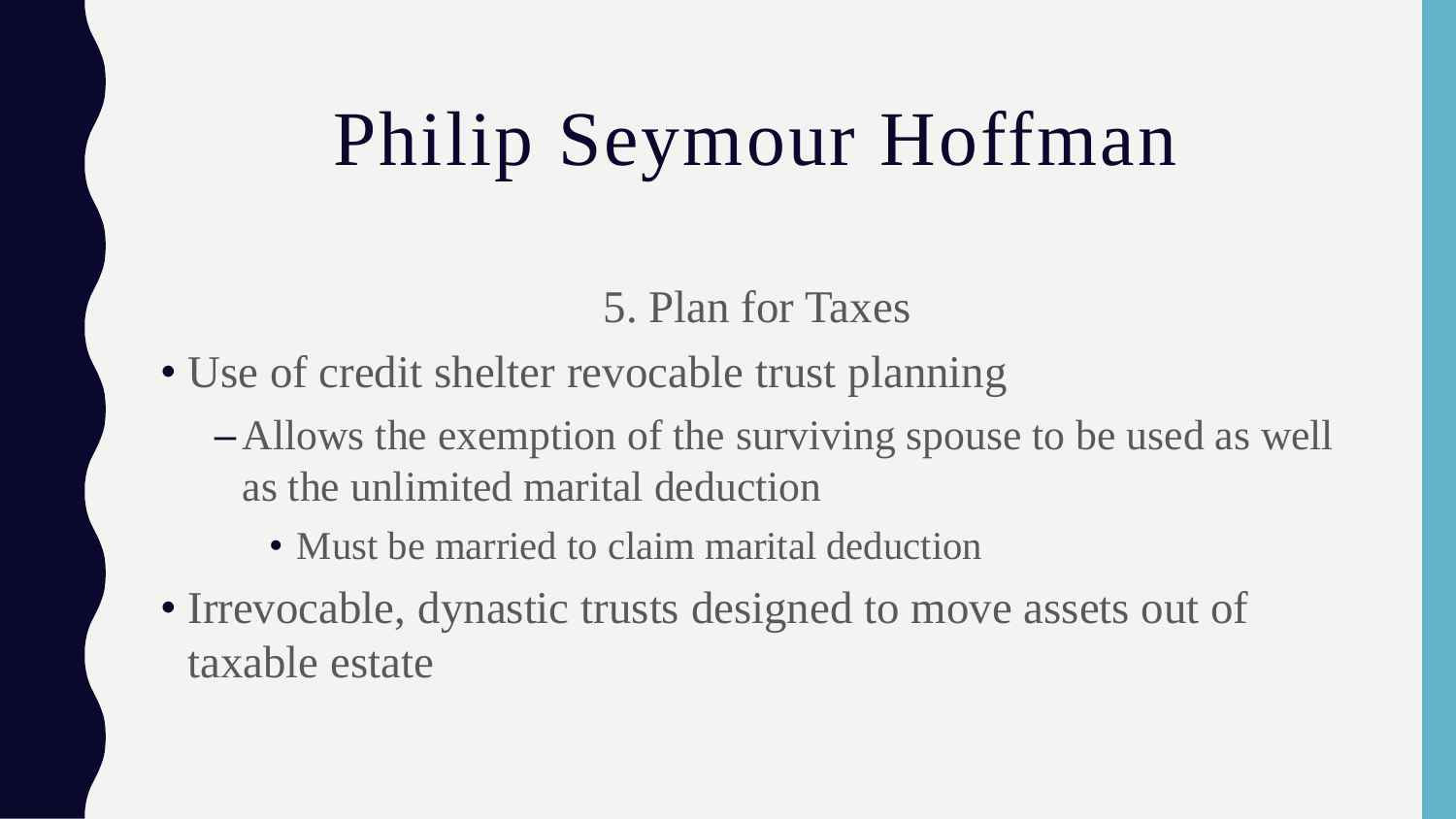# Philip Seymour Hoffman

5. Plan for Taxes

- Use of credit shelter revocable trust planning
  - Allows the exemption of the surviving spouse to be used as well as the unlimited marital deduction
    - Must be married to claim marital deduction
- Irrevocable, dynastic trusts designed to move assets out of taxable estate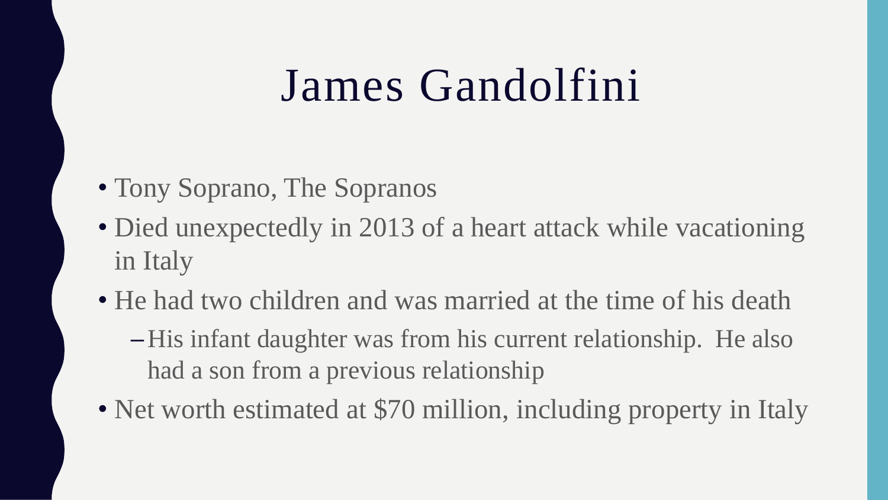# James Gandolfini

- Tony Soprano, The Sopranos
- Died unexpectedly in 2013 of a heart attack while vacationing in Italy
- He had two children and was married at the time of his death
  - His infant daughter was from his current relationship. He also had a son from a previous relationship
- Net worth estimated at $70 million, including property in Italy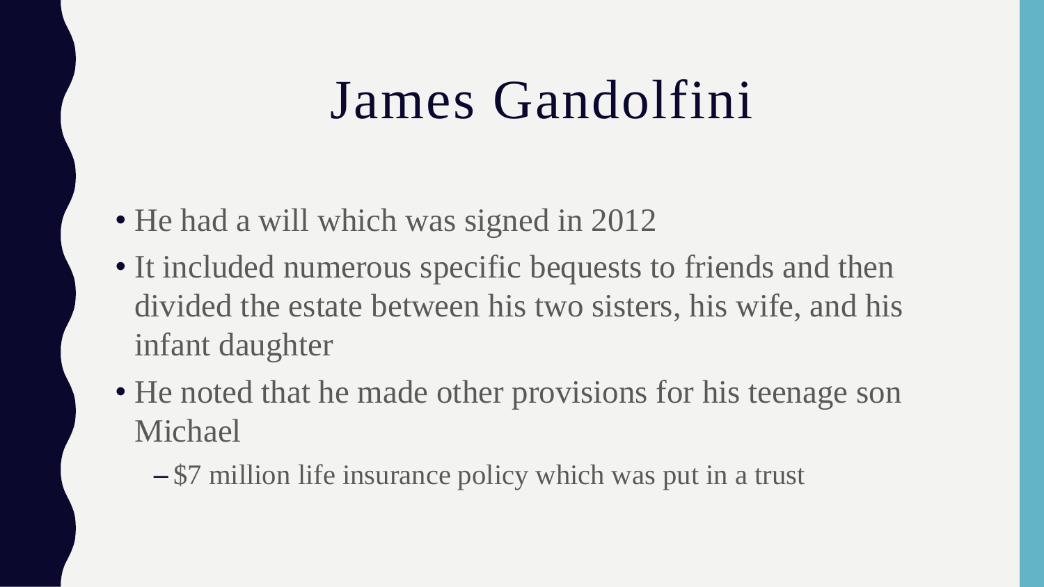# James Gandolfini

- He had a will which was signed in 2012
- It included numerous specific bequests to friends and then divided the estate between his two sisters, his wife, and his infant daughter
- He noted that he made other provisions for his teenage son Michael
  - $7 million life insurance policy which was put in a trust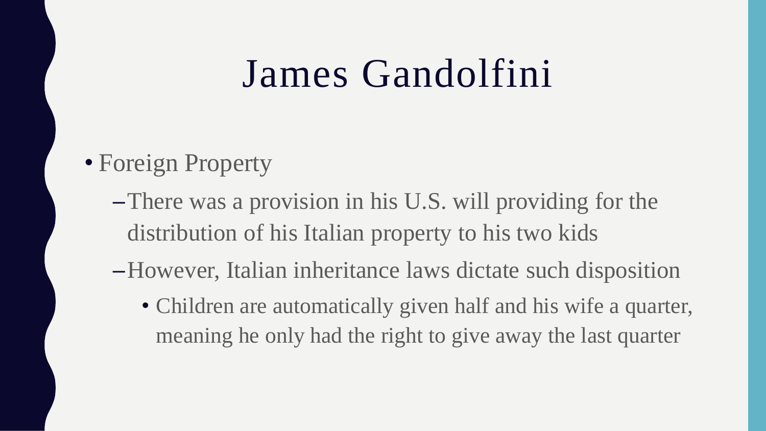# James Gandolfini

- Foreign Property
  - There was a provision in his U.S. will providing for the distribution of his Italian property to his two kids
  - However, Italian inheritance laws dictate such disposition
    - Children are automatically given half and his wife a quarter, meaning he only had the right to give away the last quarter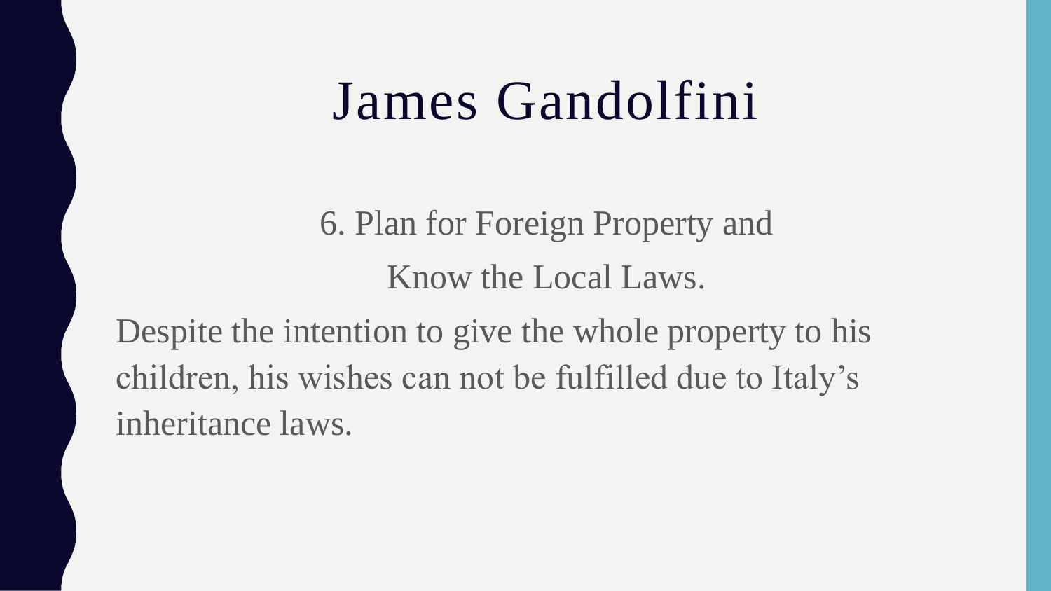# James Gandolfini

6. Plan for Foreign Property and Know the Local Laws.

Despite the intention to give the whole property to his children, his wishes can not be fulfilled due to Italy's inheritance laws.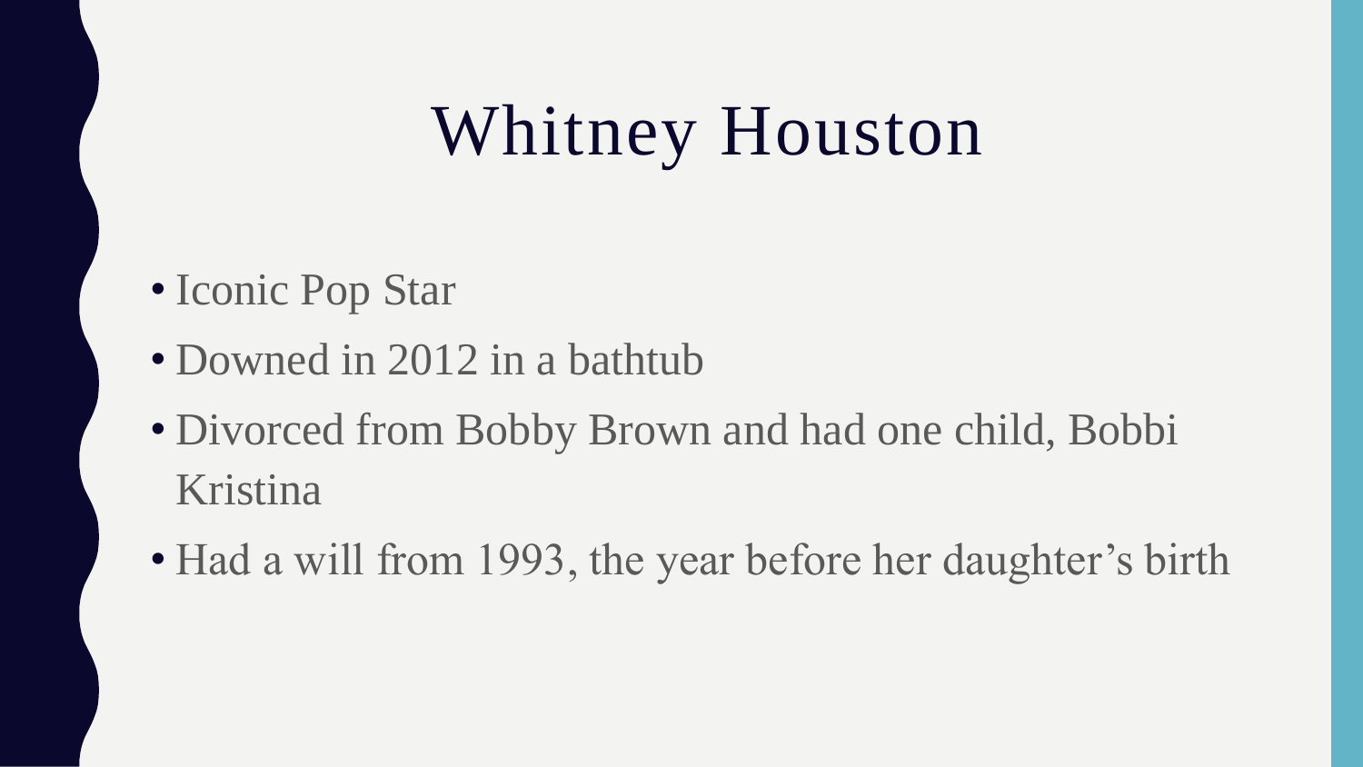# Whitney Houston

- Iconic Pop Star
- Downed in 2012 in a bathtub
- Divorced from Bobby Brown and had one child, Bobbi Kristina
- Had a will from 1993, the year before her daughter's birth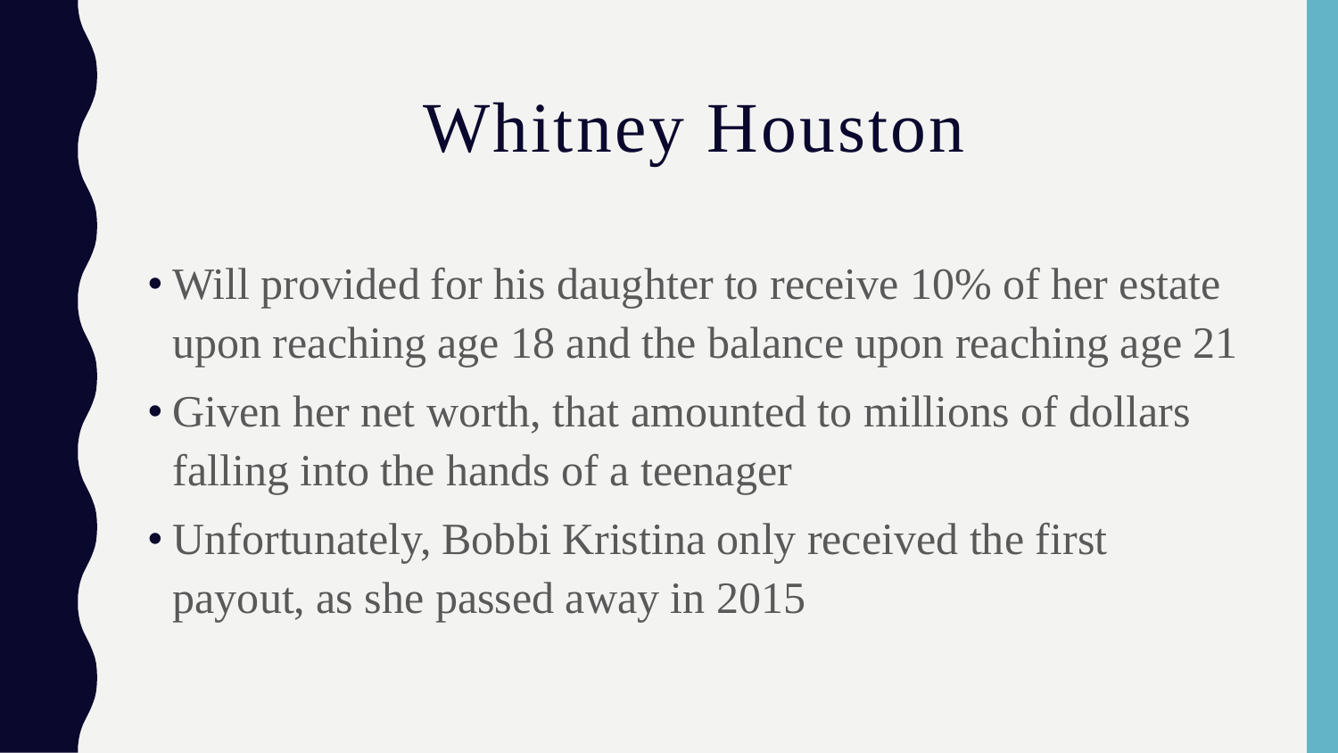# Whitney Houston

- Will provided for his daughter to receive 10% of her estate upon reaching age 18 and the balance upon reaching age 21
- Given her net worth, that amounted to millions of dollars falling into the hands of a teenager
- Unfortunately, Bobbi Kristina only received the first payout, as she passed away in 2015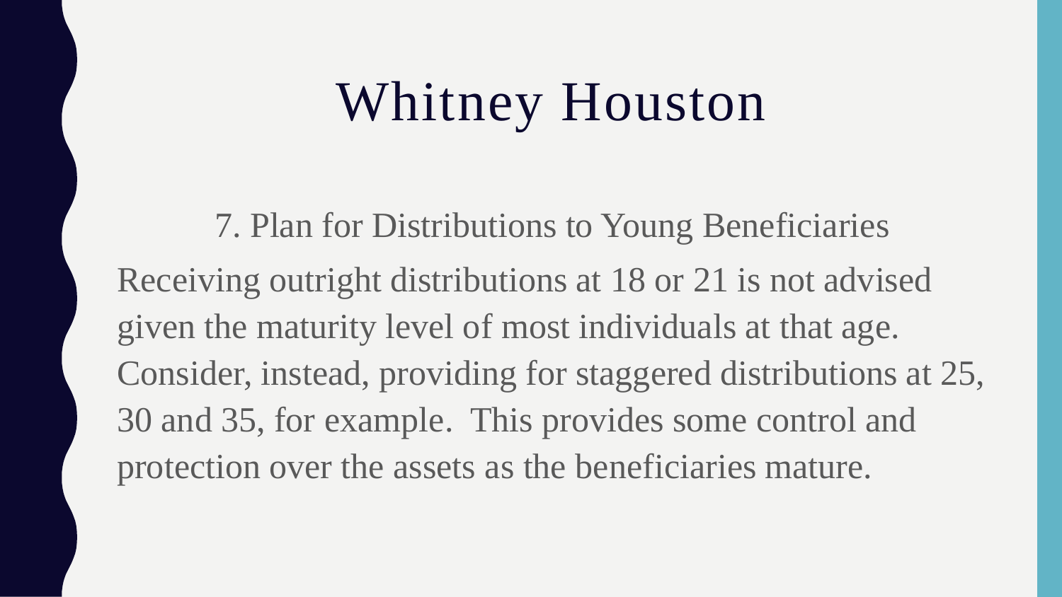# Whitney Houston

7. Plan for Distributions to Young Beneficiaries

Receiving outright distributions at 18 or 21 is not advised given the maturity level of most individuals at that age. Consider, instead, providing for staggered distributions at 25, 30 and 35, for example. This provides some control and protection over the assets as the beneficiaries mature.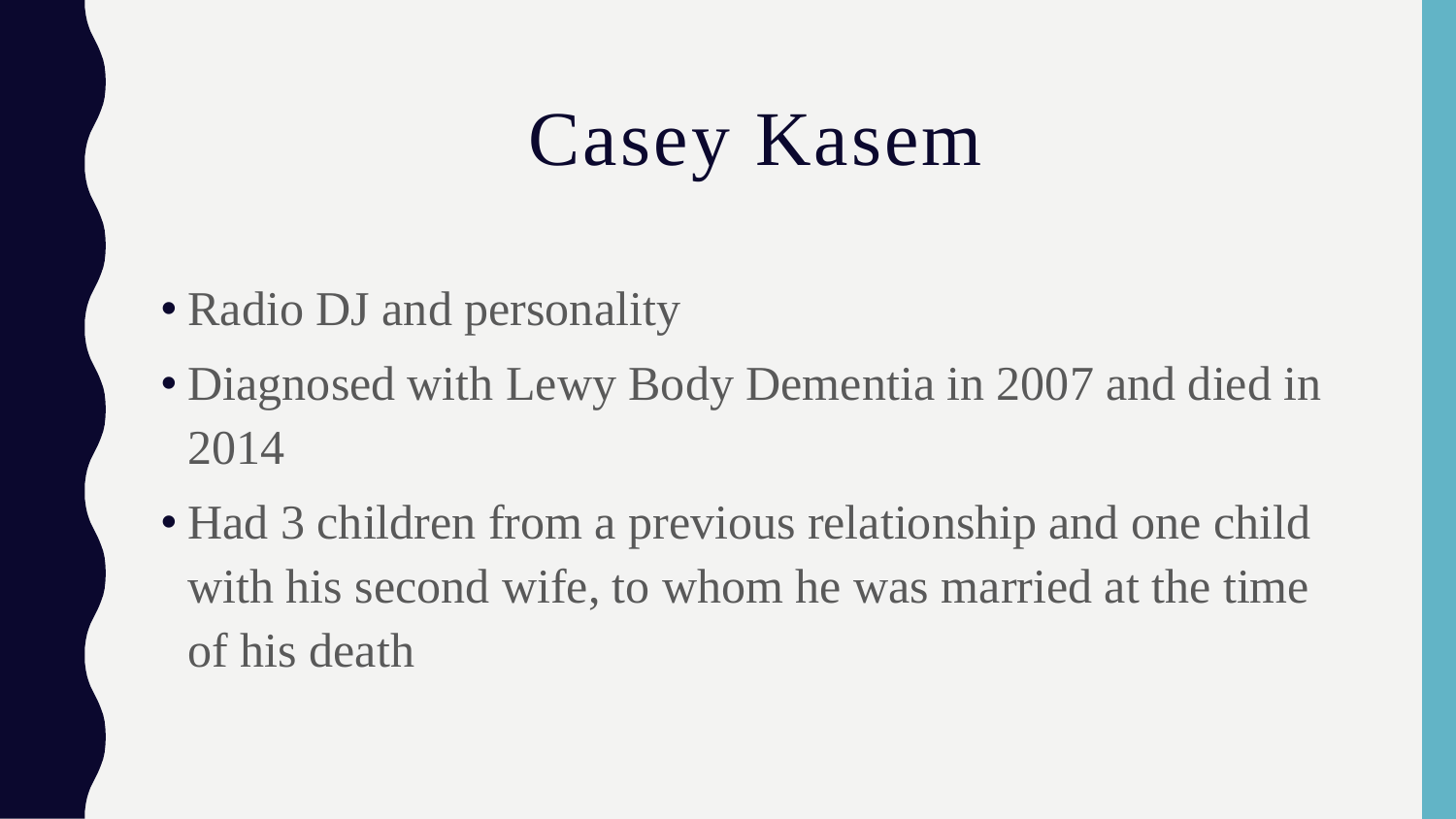# Casey Kasem

- Radio DJ and personality
- Diagnosed with Lewy Body Dementia in 2007 and died in 2014
- Had 3 children from a previous relationship and one child with his second wife, to whom he was married at the time of his death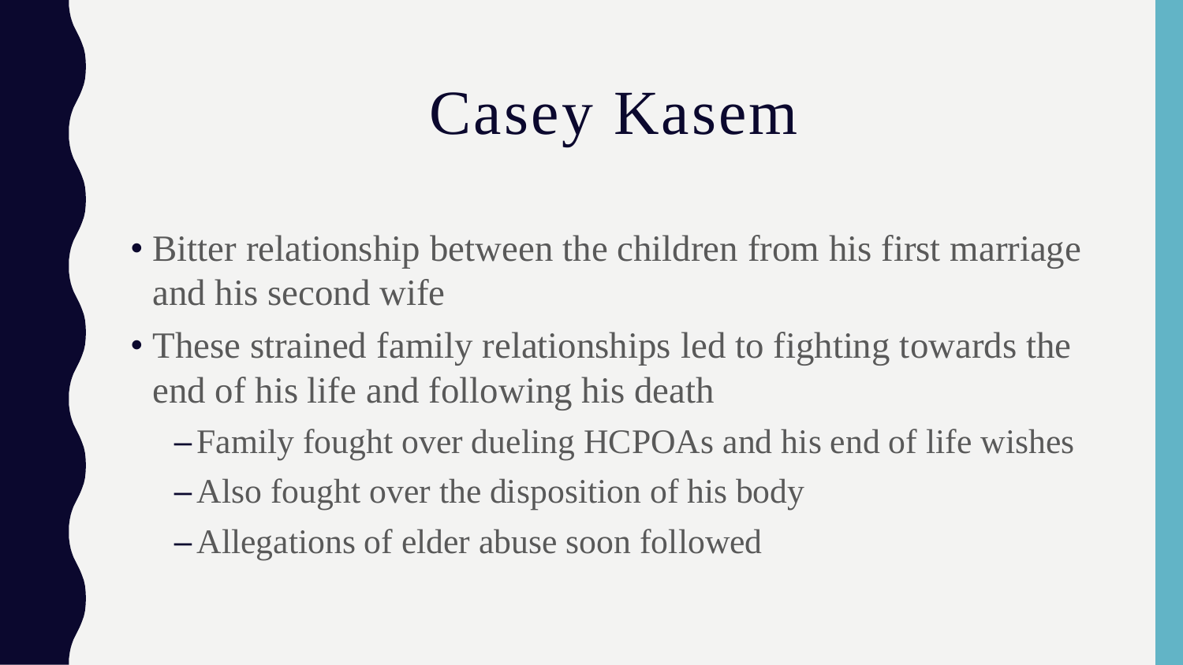# Casey Kasem

- Bitter relationship between the children from his first marriage and his second wife
- These strained family relationships led to fighting towards the end of his life and following his death
  - Family fought over dueling HCPOAs and his end of life wishes
  - Also fought over the disposition of his body
  - Allegations of elder abuse soon followed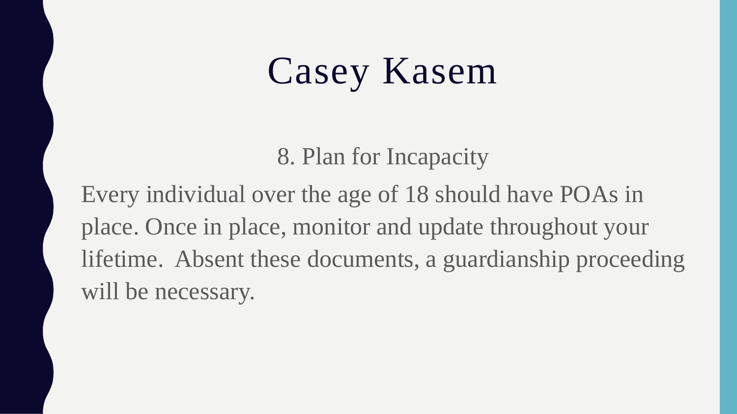# Casey Kasem

8. Plan for Incapacity

Every individual over the age of 18 should have POAs in place. Once in place, monitor and update throughout your lifetime. Absent these documents, a guardianship proceeding will be necessary.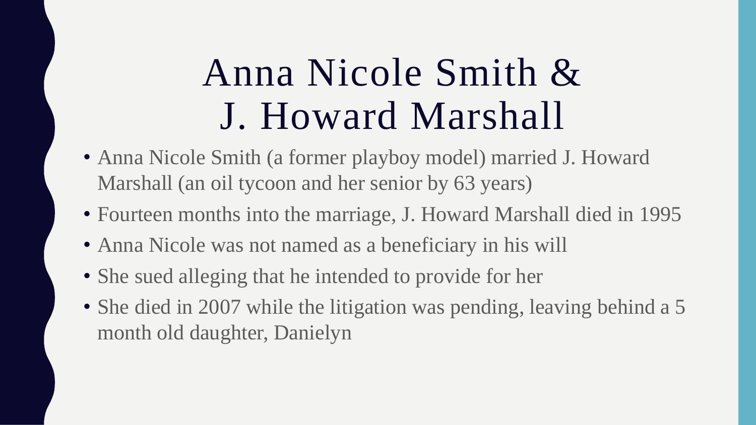# Anna Nicole Smith & J. Howard Marshall

- Anna Nicole Smith (a former playboy model) married J. Howard Marshall (an oil tycoon and her senior by 63 years)
- Fourteen months into the marriage, J. Howard Marshall died in 1995
- Anna Nicole was not named as a beneficiary in his will
- She sued alleging that he intended to provide for her
- She died in 2007 while the litigation was pending, leaving behind a 5 month old daughter, Danielyn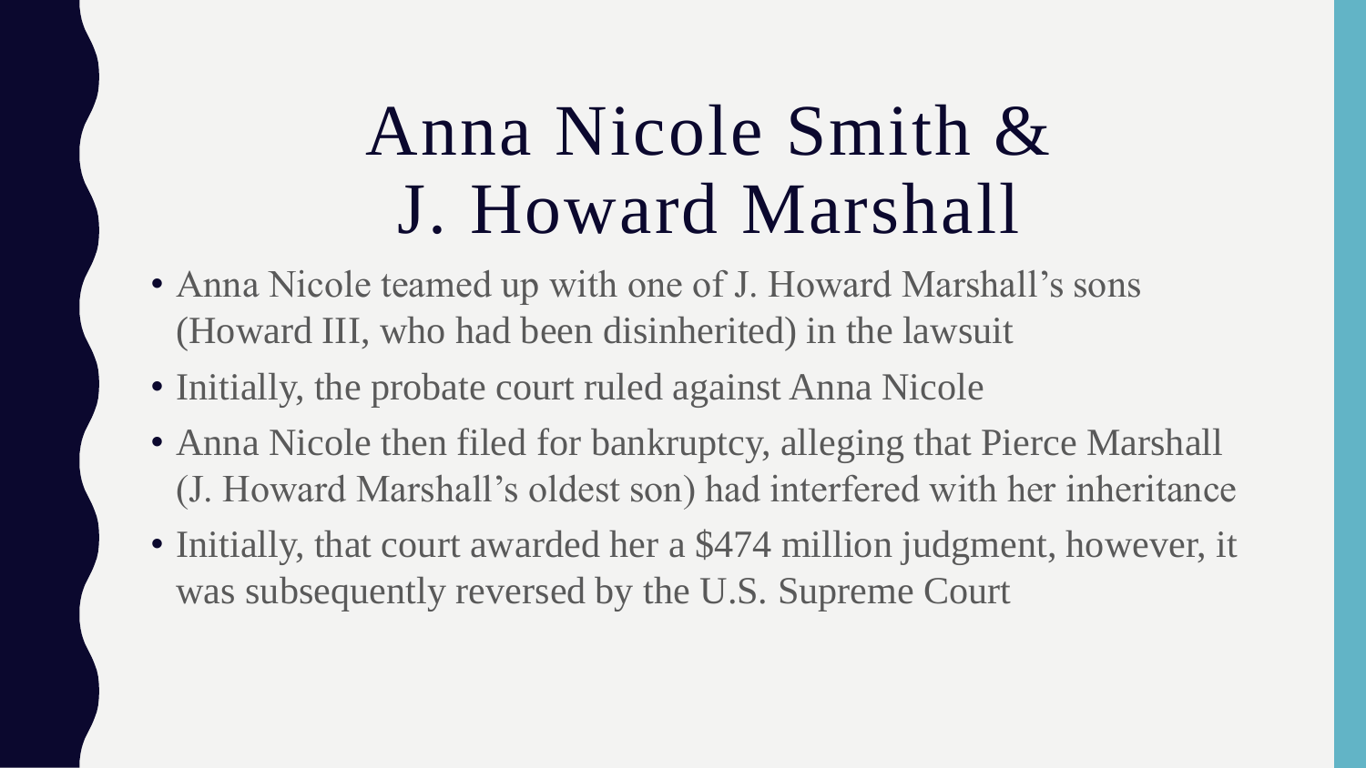# Anna Nicole Smith & J. Howard Marshall

- Anna Nicole teamed up with one of J. Howard Marshall's sons (Howard III, who had been disinherited) in the lawsuit
- Initially, the probate court ruled against Anna Nicole
- Anna Nicole then filed for bankruptcy, alleging that Pierce Marshall (J. Howard Marshall's oldest son) had interfered with her inheritance
- Initially, that court awarded her a $474 million judgment, however, it was subsequently reversed by the U.S. Supreme Court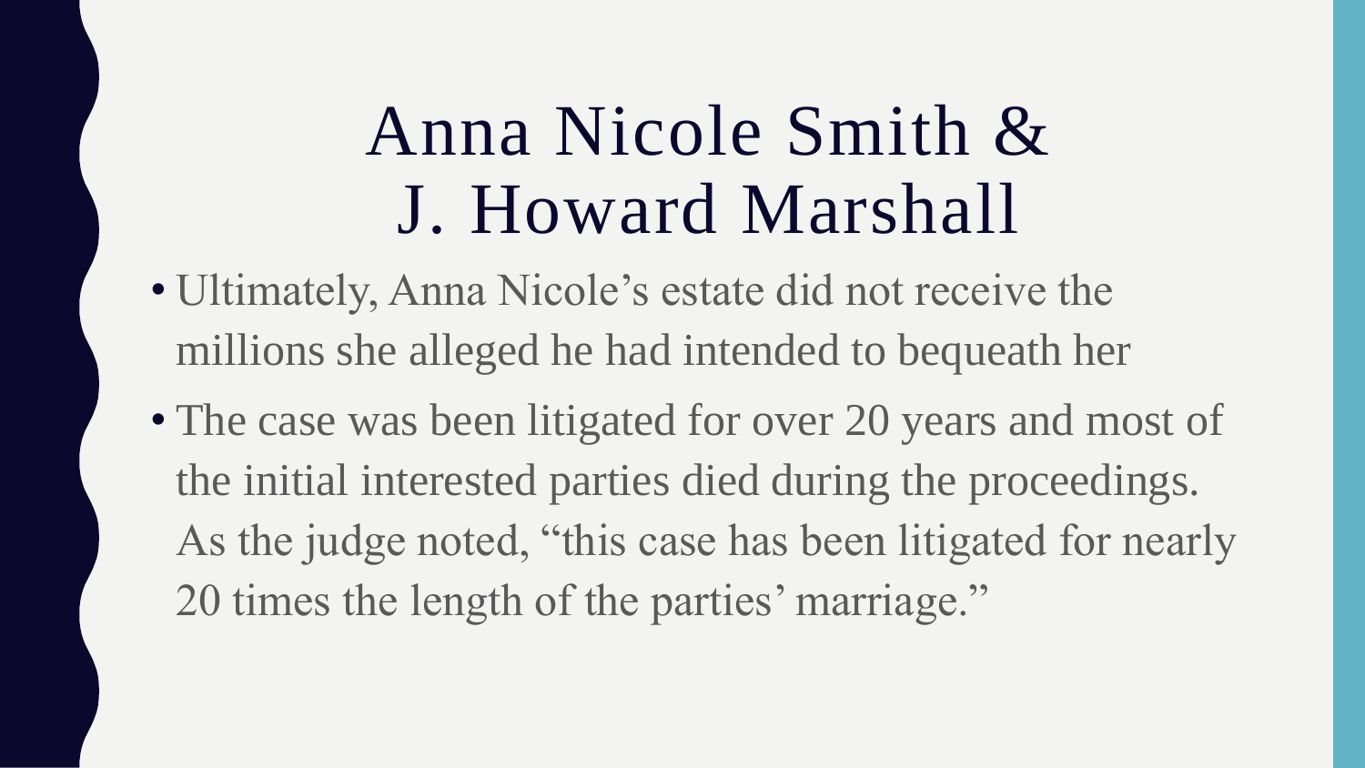# Anna Nicole Smith & J. Howard Marshall

- Ultimately, Anna Nicole's estate did not receive the millions she alleged he had intended to bequeath her
- The case was been litigated for over 20 years and most of the initial interested parties died during the proceedings. As the judge noted, "this case has been litigated for nearly 20 times the length of the parties' marriage."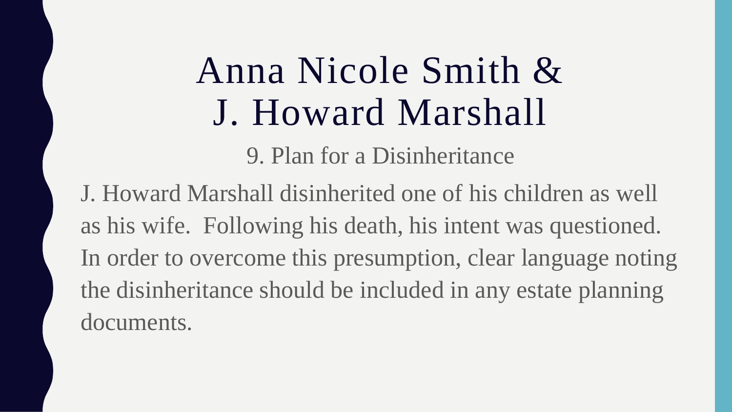# Anna Nicole Smith & J. Howard Marshall

## 9. Plan for a Disinheritance

J. Howard Marshall disinherited one of his children as well as his wife. Following his death, his intent was questioned. In order to overcome this presumption, clear language noting the disinheritance should be included in any estate planning documents.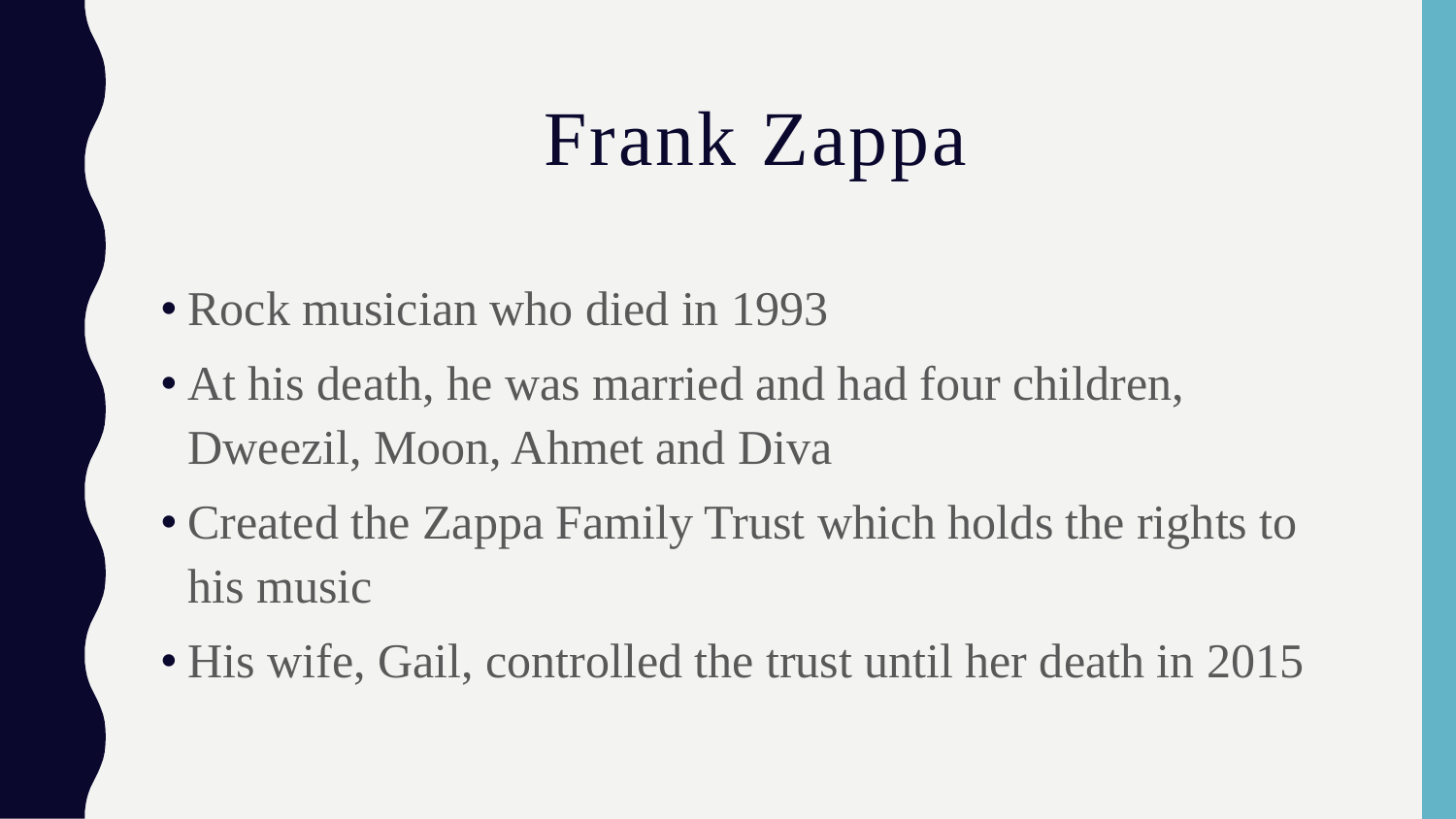# Frank Zappa

- Rock musician who died in 1993
- At his death, he was married and had four children, Dweezil, Moon, Ahmet and Diva
- Created the Zappa Family Trust which holds the rights to his music
- His wife, Gail, controlled the trust until her death in 2015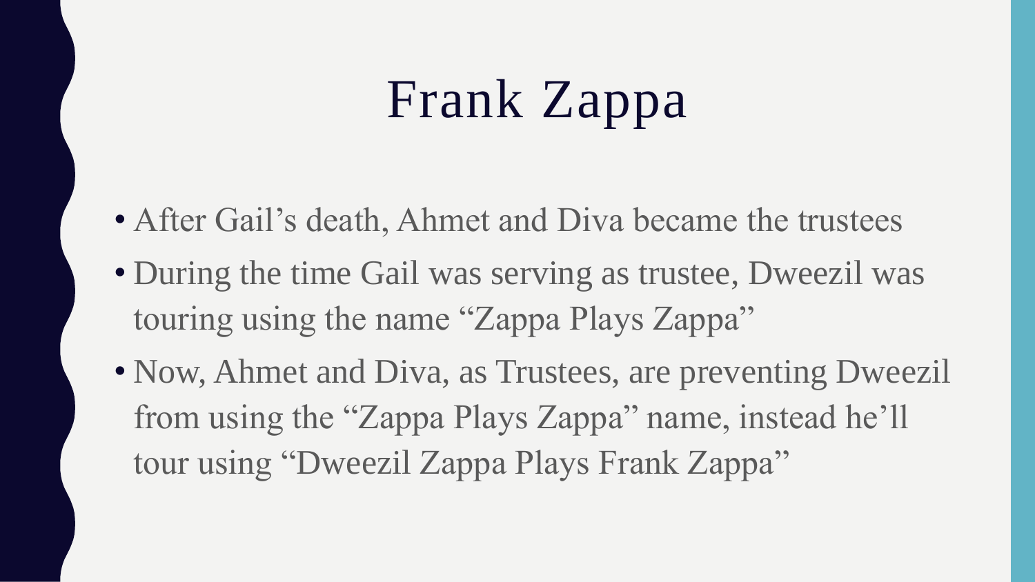# Frank Zappa

- After Gail's death, Ahmet and Diva became the trustees
- During the time Gail was serving as trustee, Dweezil was touring using the name "Zappa Plays Zappa"
- Now, Ahmet and Diva, as Trustees, are preventing Dweezil from using the "Zappa Plays Zappa" name, instead he'll tour using "Dweezil Zappa Plays Frank Zappa"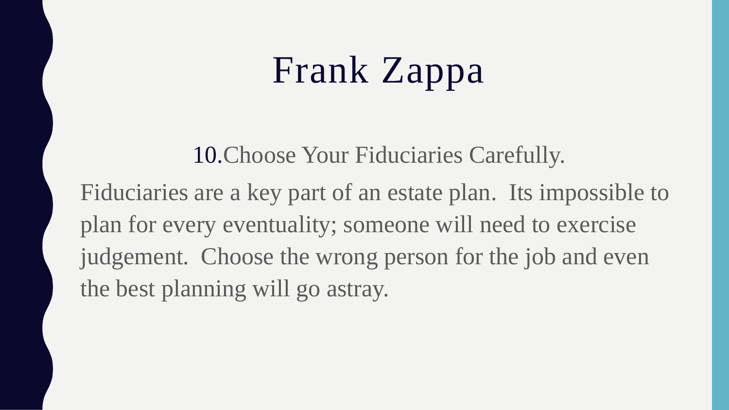# Frank Zappa

10. Choose Your Fiduciaries Carefully.

Fiduciaries are a key part of an estate plan. Its impossible to plan for every eventuality; someone will need to exercise judgement. Choose the wrong person for the job and even the best planning will go astray.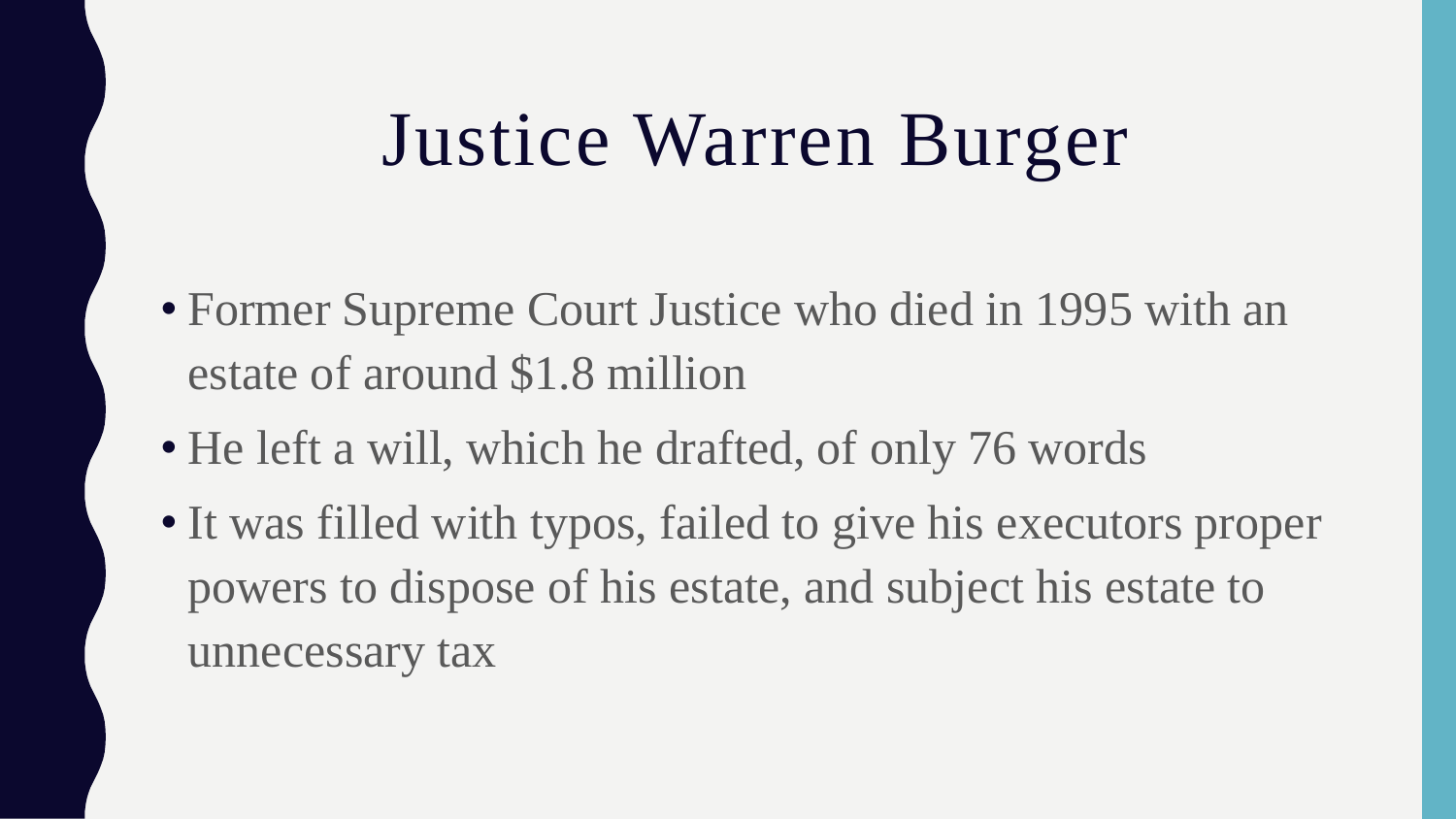# Justice Warren Burger

- Former Supreme Court Justice who died in 1995 with an estate of around $1.8 million
- He left a will, which he drafted, of only 76 words
- It was filled with typos, failed to give his executors proper powers to dispose of his estate, and subject his estate to unnecessary tax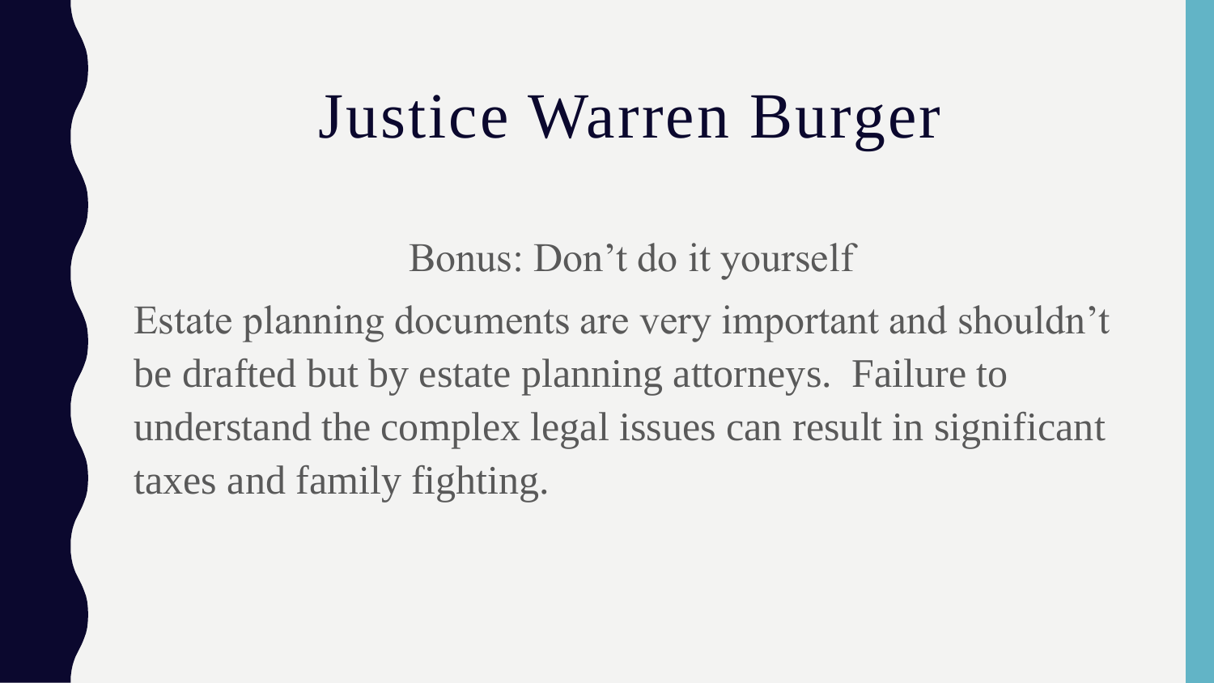# Justice Warren Burger

Bonus: Don’t do it yourself

Estate planning documents are very important and shouldn’t be drafted but by estate planning attorneys. Failure to understand the complex legal issues can result in significant taxes and family fighting.